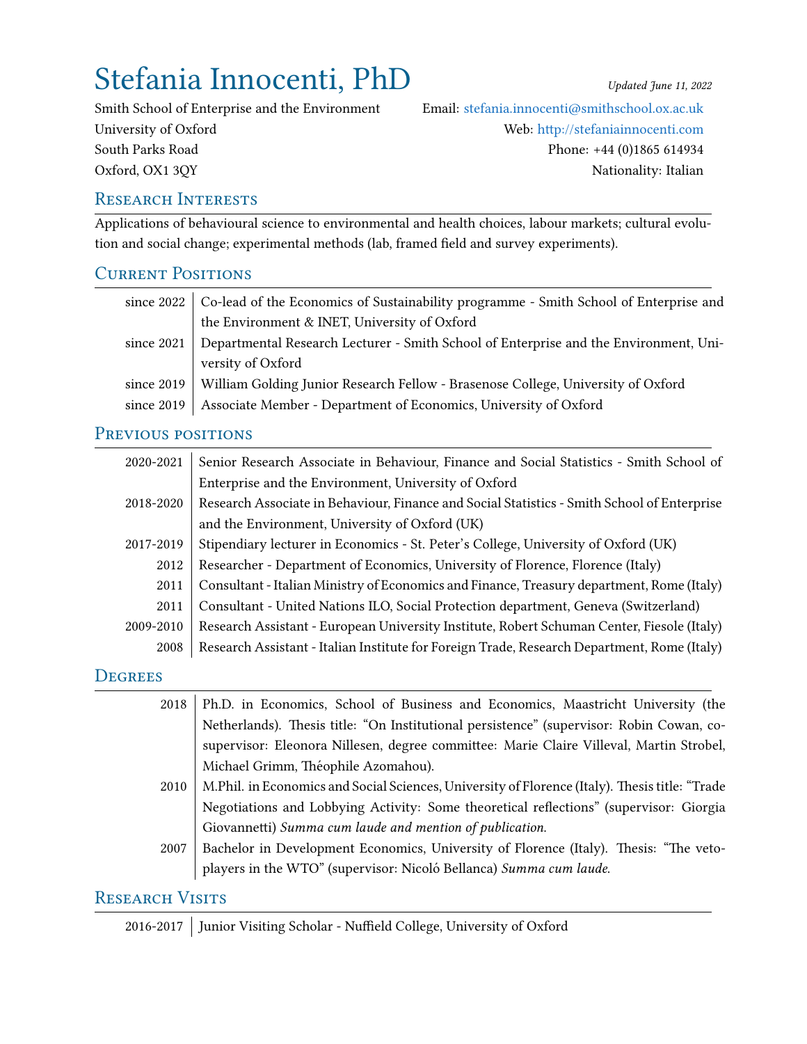# Stefania Innocenti, PhD

*Updated June 11, 2022*

Smith School of Enterprise and the Environment
University of Oxford
South Parks Road
Oxford, OX1 3QY

Email: stefania.innocenti@smithschool.ox.ac.uk
Web: http://stefaniainnocenti.com
Phone: +44 (0)1865 614934
Nationality: Italian

## Research Interests

Applications of behavioural science to environmental and health choices, labour markets; cultural evolution and social change; experimental methods (lab, framed field and survey experiments).

## Current Positions

| | |
|---|---|
| since 2022 | Co-lead of the Economics of Sustainability programme - Smith School of Enterprise and the Environment & INET, University of Oxford |
| since 2021 | Departmental Research Lecturer - Smith School of Enterprise and the Environment, University of Oxford |
| since 2019 | William Golding Junior Research Fellow - Brasenose College, University of Oxford |
| since 2019 | Associate Member - Department of Economics, University of Oxford |

## Previous positions

| | |
|---|---|
| 2020-2021 | Senior Research Associate in Behaviour, Finance and Social Statistics - Smith School of Enterprise and the Environment, University of Oxford |
| 2018-2020 | Research Associate in Behaviour, Finance and Social Statistics - Smith School of Enterprise and the Environment, University of Oxford (UK) |
| 2017-2019 | Stipendiary lecturer in Economics - St. Peter's College, University of Oxford (UK) |
| 2012 | Researcher - Department of Economics, University of Florence, Florence (Italy) |
| 2011 | Consultant - Italian Ministry of Economics and Finance, Treasury department, Rome (Italy) |
| 2011 | Consultant - United Nations ILO, Social Protection department, Geneva (Switzerland) |
| 2009-2010 | Research Assistant - European University Institute, Robert Schuman Center, Fiesole (Italy) |
| 2008 | Research Assistant - Italian Institute for Foreign Trade, Research Department, Rome (Italy) |

## Degrees

| | |
|---|---|
| 2018 | Ph.D. in Economics, School of Business and Economics, Maastricht University (the Netherlands). Thesis title: "On Institutional persistence" (supervisor: Robin Cowan, co-supervisor: Eleonora Nillesen, degree committee: Marie Claire Villeval, Martin Strobel, Michael Grimm, Théophile Azomahou). |
| 2010 | M.Phil. in Economics and Social Sciences, University of Florence (Italy). Thesis title: "Trade Negotiations and Lobbying Activity: Some theoretical reflections" (supervisor: Giorgia Giovannetti) *Summa cum laude and mention of publication.* |
| 2007 | Bachelor in Development Economics, University of Florence (Italy). Thesis: "The veto-players in the WTO" (supervisor: Nicoló Bellanca) *Summa cum laude.* |

## Research Visits

| | |
|---|---|
| 2016-2017 | Junior Visiting Scholar - Nuffield College, University of Oxford |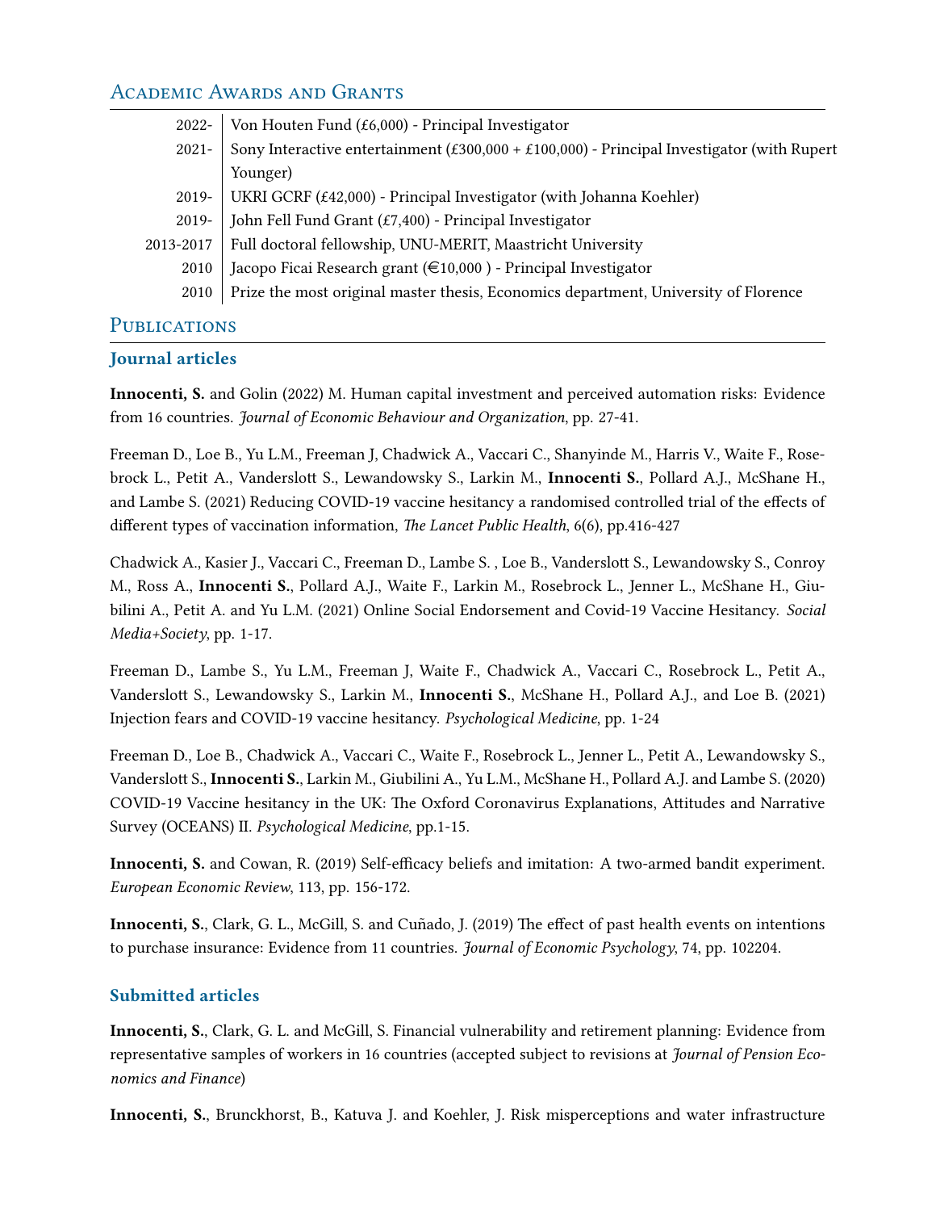## Academic Awards and Grants

| | |
|---|---|
| 2022- | Von Houten Fund (£6,000) - Principal Investigator |
| 2021- | Sony Interactive entertainment (£300,000 + £100,000) - Principal Investigator (with Rupert Younger) |
| 2019- | UKRI GCRF (£42,000) - Principal Investigator (with Johanna Koehler) |
| 2019- | John Fell Fund Grant (£7,400) - Principal Investigator |
| 2013-2017 | Full doctoral fellowship, UNU-MERIT, Maastricht University |
| 2010 | Jacopo Ficai Research grant (€10,000 ) - Principal Investigator |
| 2010 | Prize the most original master thesis, Economics department, University of Florence |

## Publications

### Journal articles

**Innocenti, S.** and Golin (2022) M. Human capital investment and perceived automation risks: Evidence from 16 countries. *Journal of Economic Behaviour and Organization*, pp. 27-41.

Freeman D., Loe B., Yu L.M., Freeman J, Chadwick A., Vaccari C., Shanyinde M., Harris V., Waite F., Rosebrock L., Petit A., Vanderslott S., Lewandowsky S., Larkin M., **Innocenti S.**, Pollard A.J., McShane H., and Lambe S. (2021) Reducing COVID-19 vaccine hesitancy a randomised controlled trial of the effects of different types of vaccination information, *The Lancet Public Health*, 6(6), pp.416-427

Chadwick A., Kasier J., Vaccari C., Freeman D., Lambe S. , Loe B., Vanderslott S., Lewandowsky S., Conroy M., Ross A., **Innocenti S.**, Pollard A.J., Waite F., Larkin M., Rosebrock L., Jenner L., McShane H., Giubilini A., Petit A. and Yu L.M. (2021) Online Social Endorsement and Covid-19 Vaccine Hesitancy. *Social Media+Society*, pp. 1-17.

Freeman D., Lambe S., Yu L.M., Freeman J, Waite F., Chadwick A., Vaccari C., Rosebrock L., Petit A., Vanderslott S., Lewandowsky S., Larkin M., **Innocenti S.**, McShane H., Pollard A.J., and Loe B. (2021) Injection fears and COVID-19 vaccine hesitancy. *Psychological Medicine*, pp. 1-24

Freeman D., Loe B., Chadwick A., Vaccari C., Waite F., Rosebrock L., Jenner L., Petit A., Lewandowsky S., Vanderslott S., **Innocenti S.**, Larkin M., Giubilini A., Yu L.M., McShane H., Pollard A.J. and Lambe S. (2020) COVID-19 Vaccine hesitancy in the UK: The Oxford Coronavirus Explanations, Attitudes and Narrative Survey (OCEANS) II. *Psychological Medicine*, pp.1-15.

**Innocenti, S.** and Cowan, R. (2019) Self-efficacy beliefs and imitation: A two-armed bandit experiment. *European Economic Review*, 113, pp. 156-172.

**Innocenti, S.**, Clark, G. L., McGill, S. and Cuñado, J. (2019) The effect of past health events on intentions to purchase insurance: Evidence from 11 countries. *Journal of Economic Psychology*, 74, pp. 102204.

### Submitted articles

**Innocenti, S.**, Clark, G. L. and McGill, S. Financial vulnerability and retirement planning: Evidence from representative samples of workers in 16 countries (accepted subject to revisions at *Journal of Pension Economics and Finance*)

**Innocenti, S.**, Brunckhorst, B., Katuva J. and Koehler, J. Risk misperceptions and water infrastructure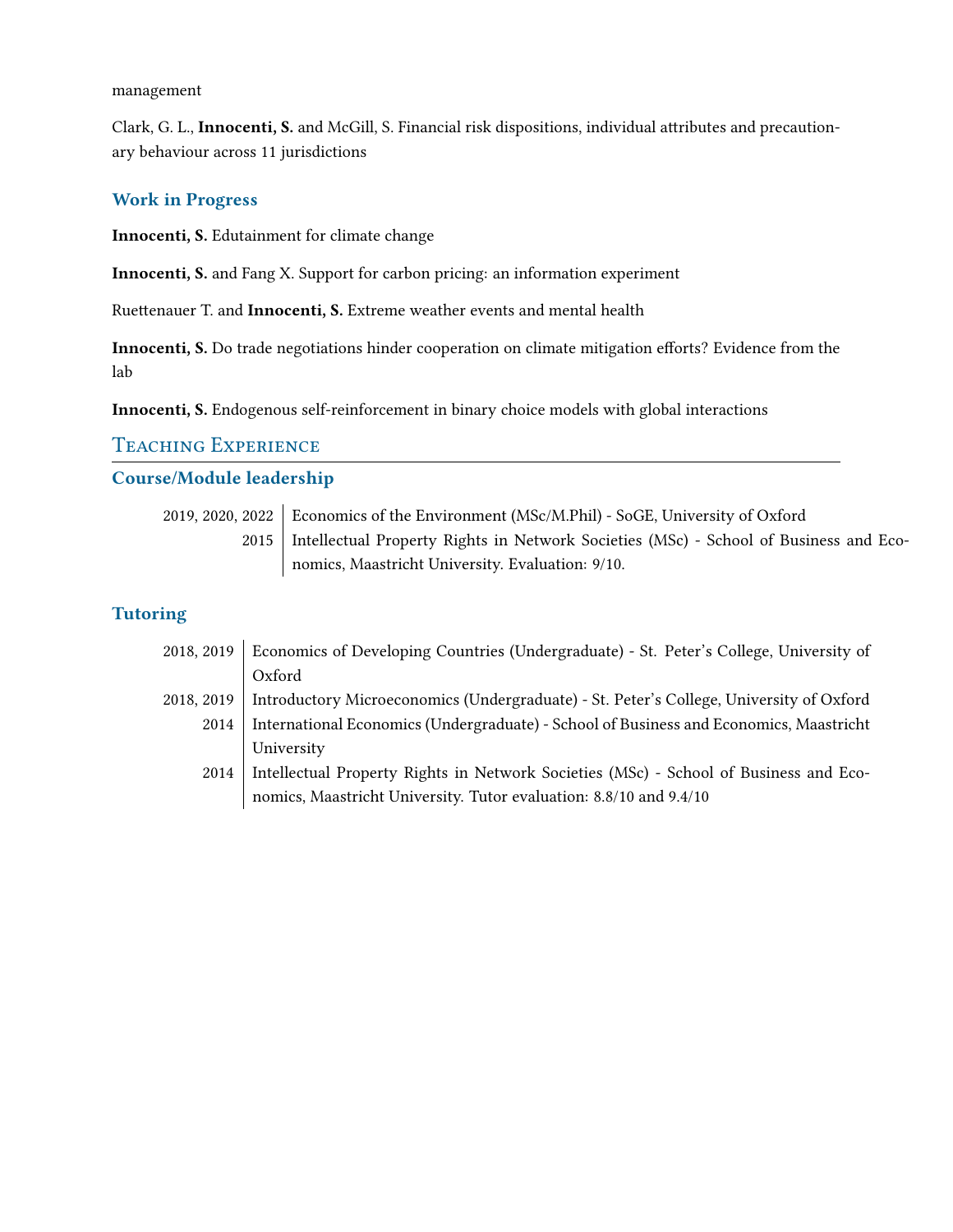management

Clark, G. L., **Innocenti, S.** and McGill, S. Financial risk dispositions, individual attributes and precautionary behaviour across 11 jurisdictions

### Work in Progress

**Innocenti, S.** Edutainment for climate change

**Innocenti, S.** and Fang X. Support for carbon pricing: an information experiment

Ruettenauer T. and **Innocenti, S.** Extreme weather events and mental health

**Innocenti, S.** Do trade negotiations hinder cooperation on climate mitigation efforts? Evidence from the lab

**Innocenti, S.** Endogenous self-reinforcement in binary choice models with global interactions

## Teaching Experience

### Course/Module leadership

| | |
|---|---|
| 2019, 2020, 2022 | Economics of the Environment (MSc/M.Phil) - SoGE, University of Oxford |
| 2015 | Intellectual Property Rights in Network Societies (MSc) - School of Business and Economics, Maastricht University. Evaluation: 9/10. |

### Tutoring

| | |
|---|---|
| 2018, 2019 | Economics of Developing Countries (Undergraduate) - St. Peter's College, University of Oxford |
| 2018, 2019 | Introductory Microeconomics (Undergraduate) - St. Peter's College, University of Oxford |
| 2014 | International Economics (Undergraduate) - School of Business and Economics, Maastricht University |
| 2014 | Intellectual Property Rights in Network Societies (MSc) - School of Business and Economics, Maastricht University. Tutor evaluation: 8.8/10 and 9.4/10 |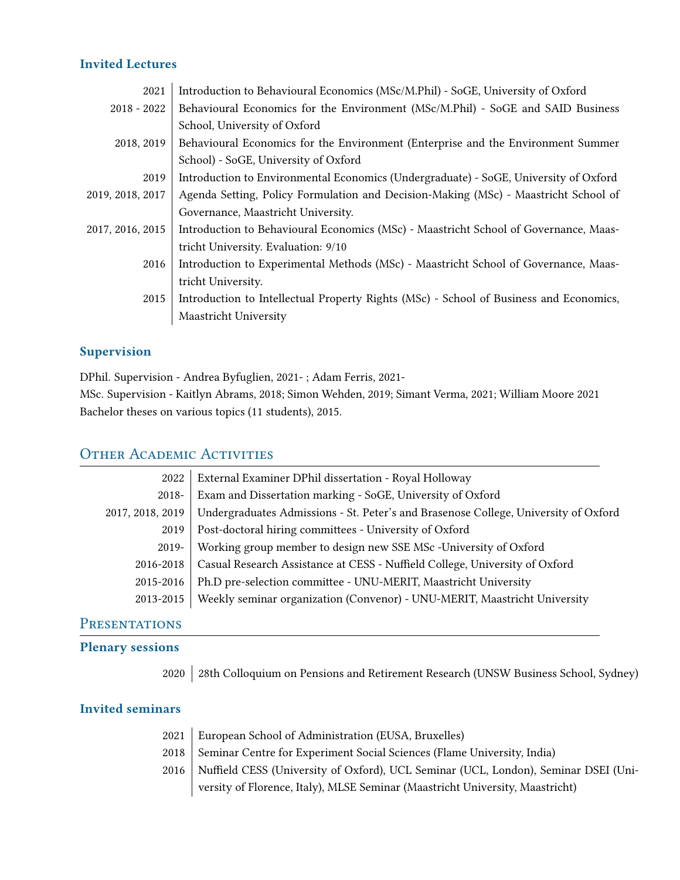### Invited Lectures

| | |
|---|---|
| 2021 | Introduction to Behavioural Economics (MSc/M.Phil) - SoGE, University of Oxford |
| 2018 - 2022 | Behavioural Economics for the Environment (MSc/M.Phil) - SoGE and SAID Business School, University of Oxford |
| 2018, 2019 | Behavioural Economics for the Environment (Enterprise and the Environment Summer School) - SoGE, University of Oxford |
| 2019 | Introduction to Environmental Economics (Undergraduate) - SoGE, University of Oxford |
| 2019, 2018, 2017 | Agenda Setting, Policy Formulation and Decision-Making (MSc) - Maastricht School of Governance, Maastricht University. |
| 2017, 2016, 2015 | Introduction to Behavioural Economics (MSc) - Maastricht School of Governance, Maastricht University. Evaluation: 9/10 |
| 2016 | Introduction to Experimental Methods (MSc) - Maastricht School of Governance, Maastricht University. |
| 2015 | Introduction to Intellectual Property Rights (MSc) - School of Business and Economics, Maastricht University |

### Supervision

DPhil. Supervision - Andrea Byfuglien, 2021- ; Adam Ferris, 2021-
MSc. Supervision - Kaitlyn Abrams, 2018; Simon Wehden, 2019; Simant Verma, 2021; William Moore 2021
Bachelor theses on various topics (11 students), 2015.

## Other Academic Activities

| | |
|---|---|
| 2022 | External Examiner DPhil dissertation - Royal Holloway |
| 2018- | Exam and Dissertation marking - SoGE, University of Oxford |
| 2017, 2018, 2019 | Undergraduates Admissions - St. Peter's and Brasenose College, University of Oxford |
| 2019 | Post-doctoral hiring committees - University of Oxford |
| 2019- | Working group member to design new SSE MSc -University of Oxford |
| 2016-2018 | Casual Research Assistance at CESS - Nuffield College, University of Oxford |
| 2015-2016 | Ph.D pre-selection committee - UNU-MERIT, Maastricht University |
| 2013-2015 | Weekly seminar organization (Convenor) - UNU-MERIT, Maastricht University |

## Presentations

### Plenary sessions

| | |
|---|---|
| 2020 | 28th Colloquium on Pensions and Retirement Research (UNSW Business School, Sydney) |

### Invited seminars

| | |
|---|---|
| 2021 | European School of Administration (EUSA, Bruxelles) |
| 2018 | Seminar Centre for Experiment Social Sciences (Flame University, India) |
| 2016 | Nuffield CESS (University of Oxford), UCL Seminar (UCL, London), Seminar DSEI (University of Florence, Italy), MLSE Seminar (Maastricht University, Maastricht) |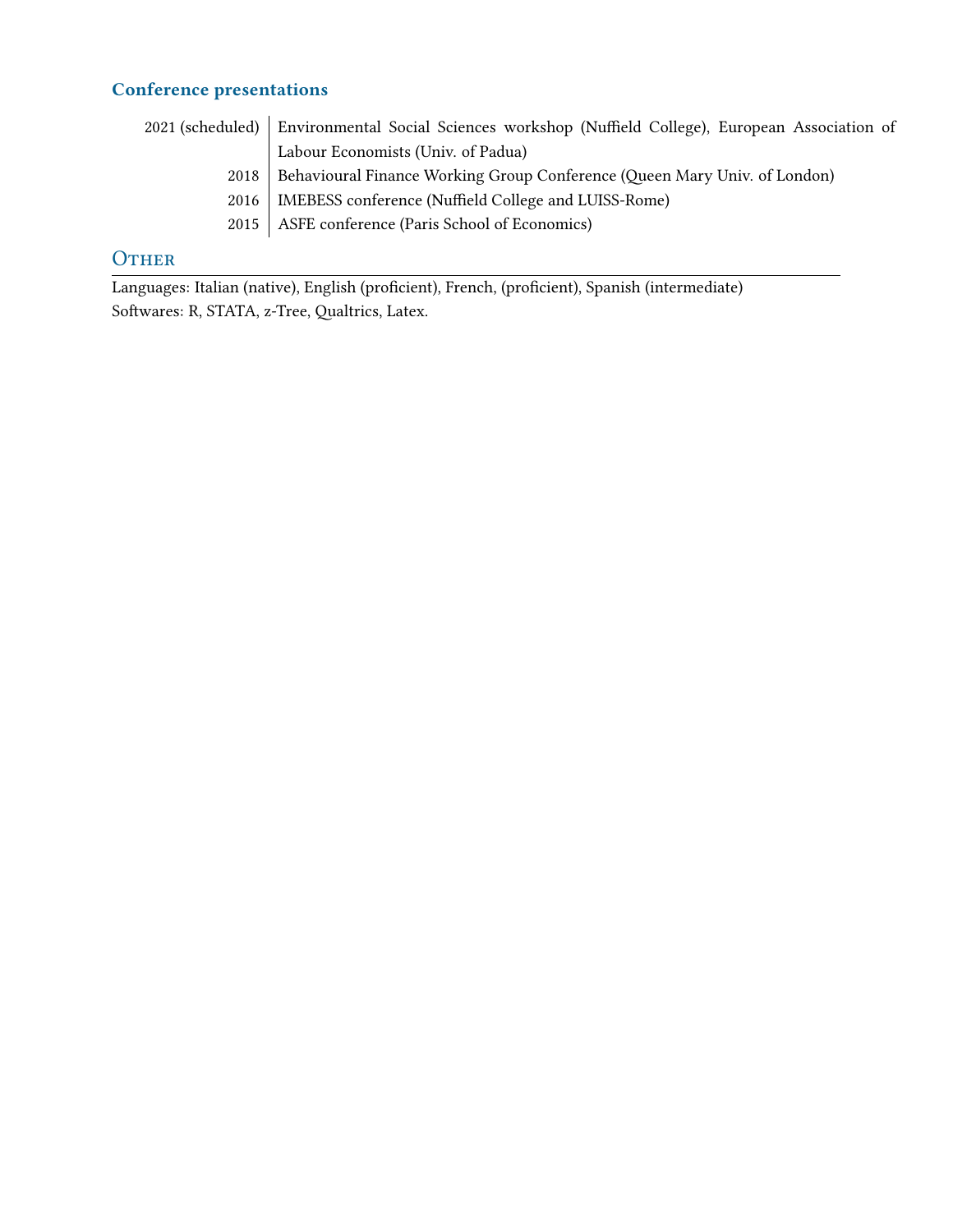## Conference presentations

| | |
|---|---|
| 2021 (scheduled) | Environmental Social Sciences workshop (Nuffield College), European Association of Labour Economists (Univ. of Padua) |
| 2018 | Behavioural Finance Working Group Conference (Queen Mary Univ. of London) |
| 2016 | IMEBESS conference (Nuffield College and LUISS-Rome) |
| 2015 | ASFE conference (Paris School of Economics) |

## Other

Languages: Italian (native), English (proficient), French, (proficient), Spanish (intermediate)
Softwares: R, STATA, z-Tree, Qualtrics, Latex.